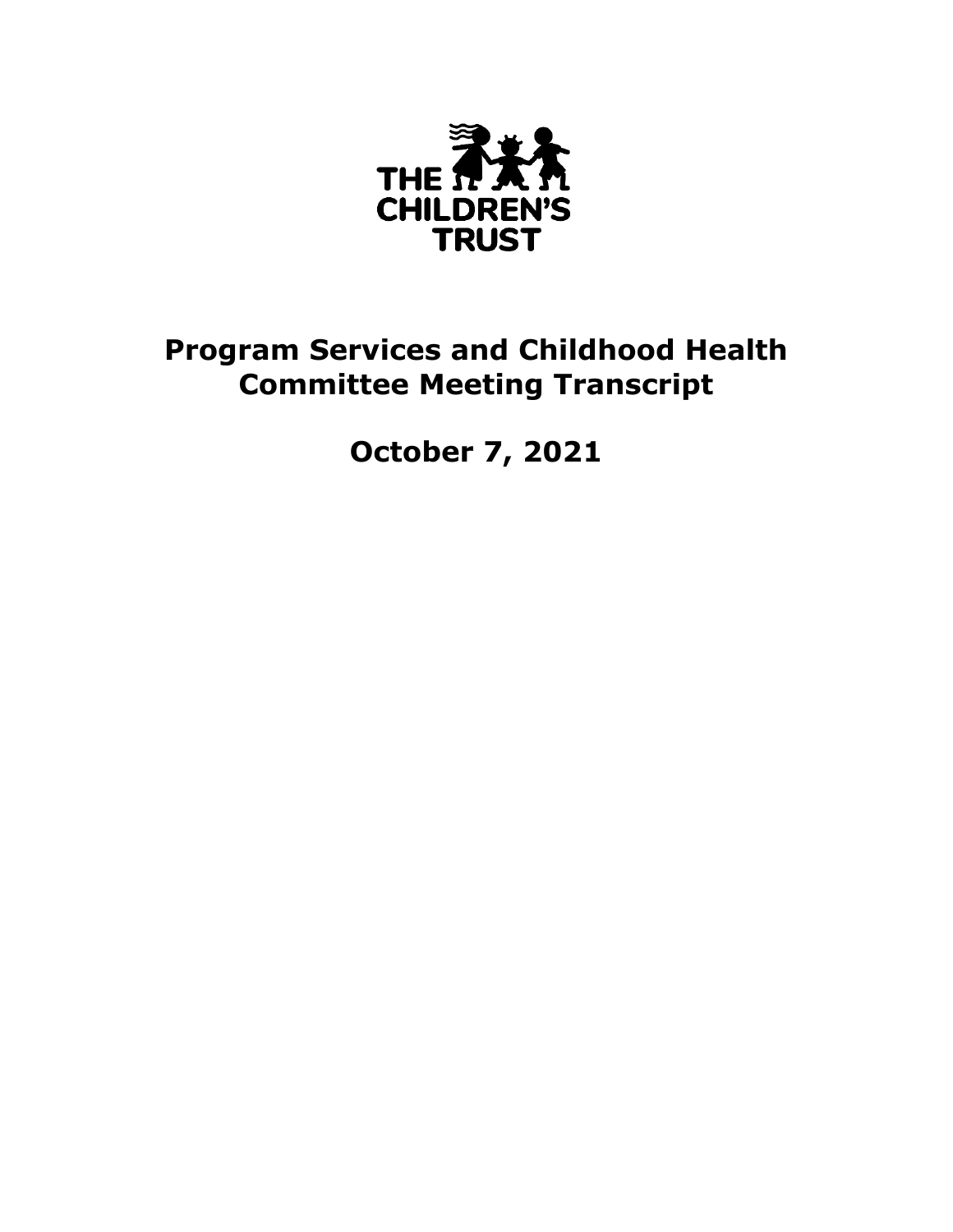THE CHILDREN'S TRUST

# Program Services and Childhood Health Committee Meeting Transcript

## October 7, 2021